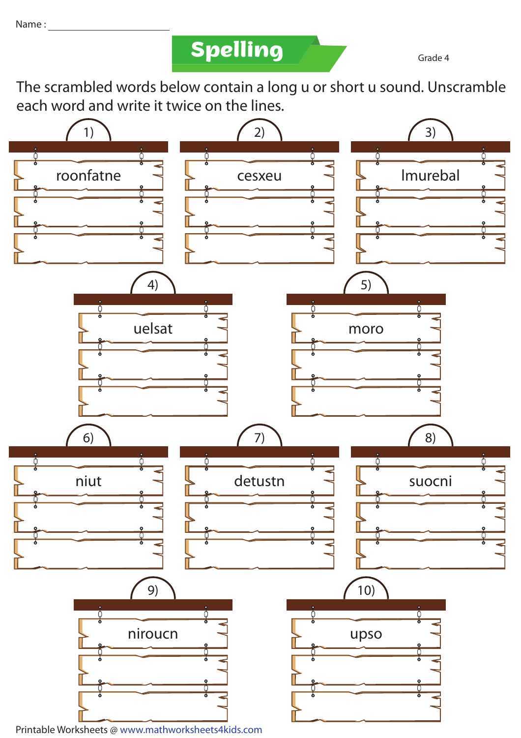Name : ____________________

# Spelling

Grade 4

The scrambled words below contain a long u or short u sound. Unscramble each word and write it twice on the lines.

1) roonfatne

____________________

____________________

2) cesxeu

____________________

____________________

3) lmurebal

____________________

____________________

4) uelsat

____________________

____________________

5) moro

____________________

____________________

6) niut

____________________

____________________

7) detustn

____________________

____________________

8) suocni

____________________

____________________

9) niroucn

____________________

____________________

10) upso

____________________

____________________

Printable Worksheets @ www.mathworksheets4kids.com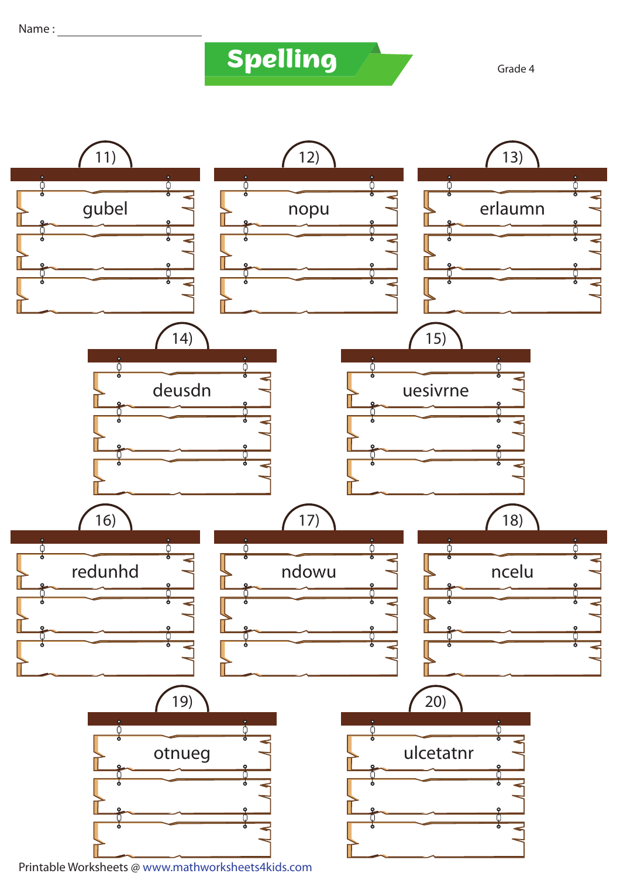Name : ____________________

# Spelling

Grade 4

11) gubel

12) nopu

13) erlaumn

14) deusdn

15) uesivrne

16) redunhd

17) ndowu

18) ncelu

19) otnueg

20) ulcetatnr

Printable Worksheets @ www.mathworksheets4kids.com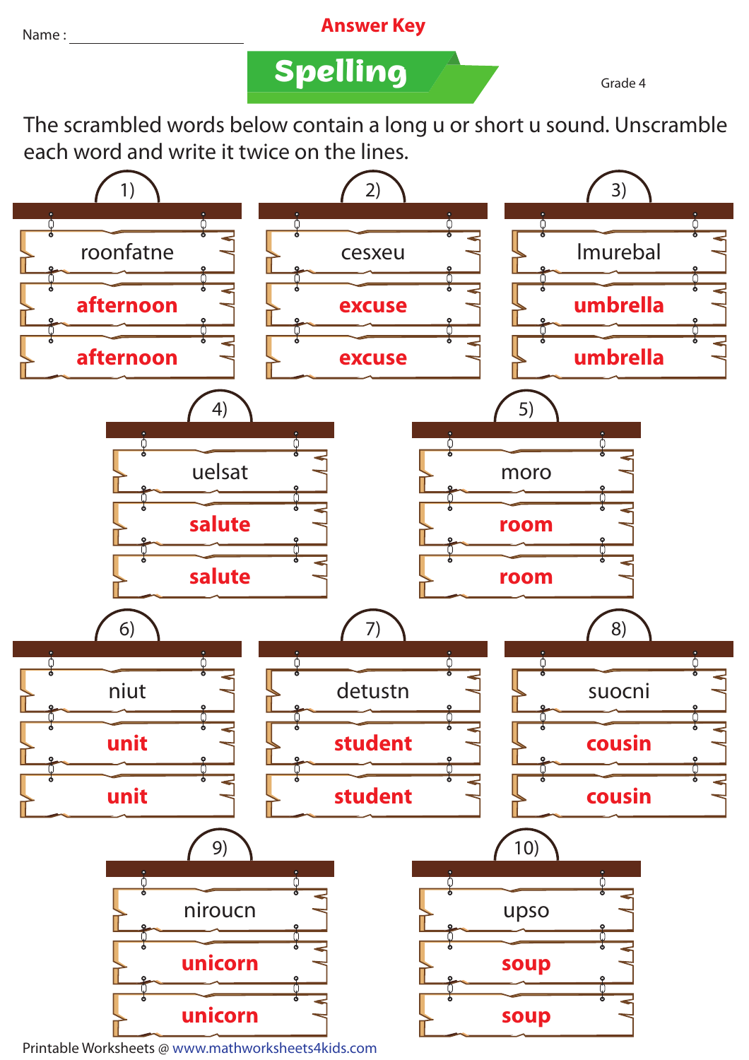Name : ____________________

**Answer Key**

# Spelling

Grade 4

The scrambled words below contain a long u or short u sound. Unscramble each word and write it twice on the lines.

1) roonfatne
**afternoon**
**afternoon**

2) cesxeu
**excuse**
**excuse**

3) lmurebal
**umbrella**
**umbrella**

4) uelsat
**salute**
**salute**

5) moro
**room**
**room**

6) niut
**unit**
**unit**

7) detustn
**student**
**student**

8) suocni
**cousin**
**cousin**

9) niroucn
**unicorn**
**unicorn**

10) upso
**soup**
**soup**

Printable Worksheets @ www.mathworksheets4kids.com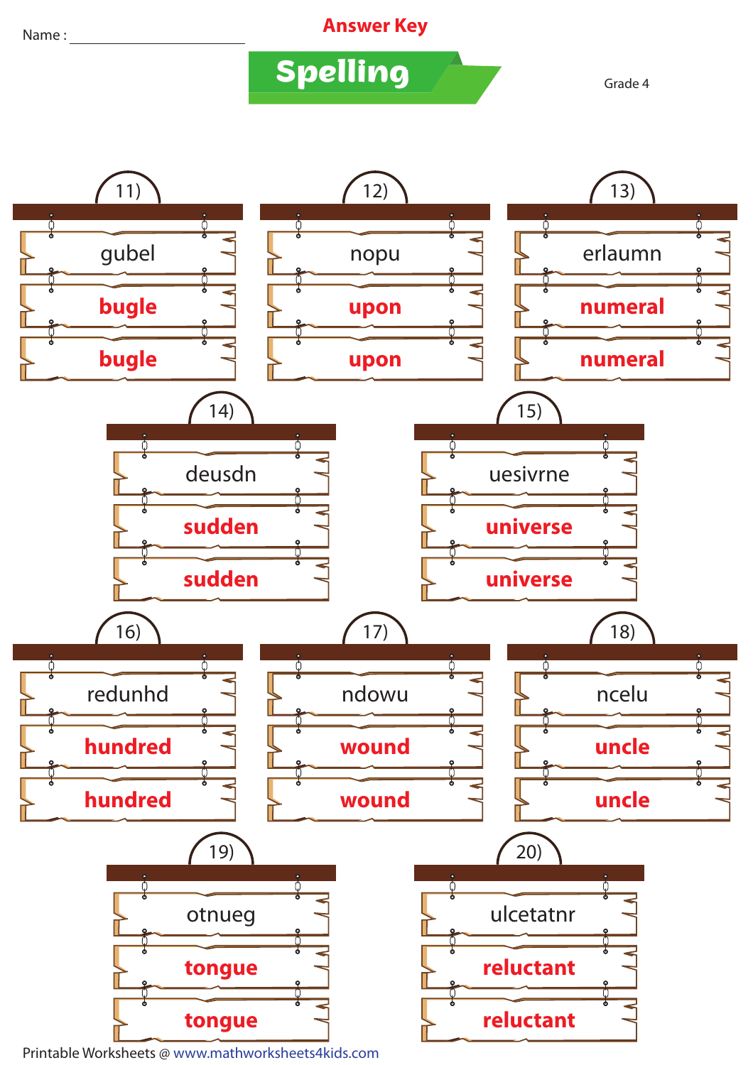Name : ____________________

**Answer Key**

# Spelling

Grade 4

11) gubel
**bugle**
**bugle**

12) nopu
**upon**
**upon**

13) erlaumn
**numeral**
**numeral**

14) deusdn
**sudden**
**sudden**

15) uesivrne
**universe**
**universe**

16) redunhd
**hundred**
**hundred**

17) ndowu
**wound**
**wound**

18) ncelu
**uncle**
**uncle**

19) otnueg
**tongue**
**tongue**

20) ulcetatnr
**reluctant**
**reluctant**

Printable Worksheets @ www.mathworksheets4kids.com